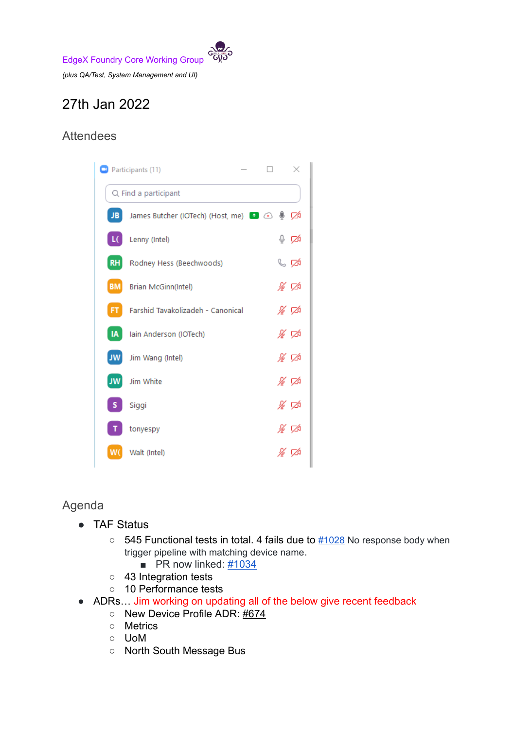EdgeX Foundry Core Working Group

*(plus QA/Test, System Management and UI)*

# 27th Jan 2022

## Attendees

Participants (11)

- James Butcher (IOTech) (Host, me)
- Lenny (Intel)
- Rodney Hess (Beechwoods)
- Brian McGinn(Intel)
- Farshid Tavakolizadeh - Canonical
- Iain Anderson (IOTech)
- Jim Wang (Intel)
- Jim White
- Siggi
- tonyespy
- Walt (Intel)

## Agenda

- TAF Status
  - 545 Functional tests in total. 4 fails due to [#1028](#) No response body when trigger pipeline with matching device name.
    - PR now linked: [#1034](#)
  - 43 Integration tests
  - 10 Performance tests
- ADRs… Jim working on updating all of the below give recent feedback
  - New Device Profile ADR: [#674](#)
  - Metrics
  - UoM
  - North South Message Bus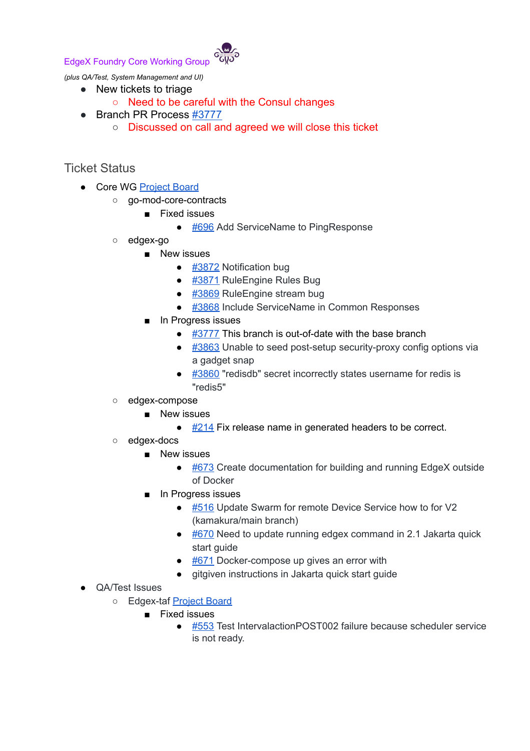EdgeX Foundry Core Working Group

*(plus QA/Test, System Management and UI)*

- New tickets to triage
  - Need to be careful with the Consul changes
- Branch PR Process #3777
  - Discussed on call and agreed we will close this ticket

## Ticket Status

- Core WG Project Board
  - go-mod-core-contracts
    - Fixed issues
      - #696 Add ServiceName to PingResponse
  - edgex-go
    - New issues
      - #3872 Notification bug
      - #3871 RuleEngine Rules Bug
      - #3869 RuleEngine stream bug
      - #3868 Include ServiceName in Common Responses
    - In Progress issues
      - #3777 This branch is out-of-date with the base branch
      - #3863 Unable to seed post-setup security-proxy config options via a gadget snap
      - #3860 "redisdb" secret incorrectly states username for redis is "redis5"
  - edgex-compose
    - New issues
      - #214 Fix release name in generated headers to be correct.
  - edgex-docs
    - New issues
      - #673 Create documentation for building and running EdgeX outside of Docker
    - In Progress issues
      - #516 Update Swarm for remote Device Service how to for V2 (kamakura/main branch)
      - #670 Need to update running edgex command in 2.1 Jakarta quick start guide
      - #671 Docker-compose up gives an error with
      - gitgiven instructions in Jakarta quick start guide
- QA/Test Issues
  - Edgex-taf Project Board
    - Fixed issues
      - #553 Test IntervalactionPOST002 failure because scheduler service is not ready.